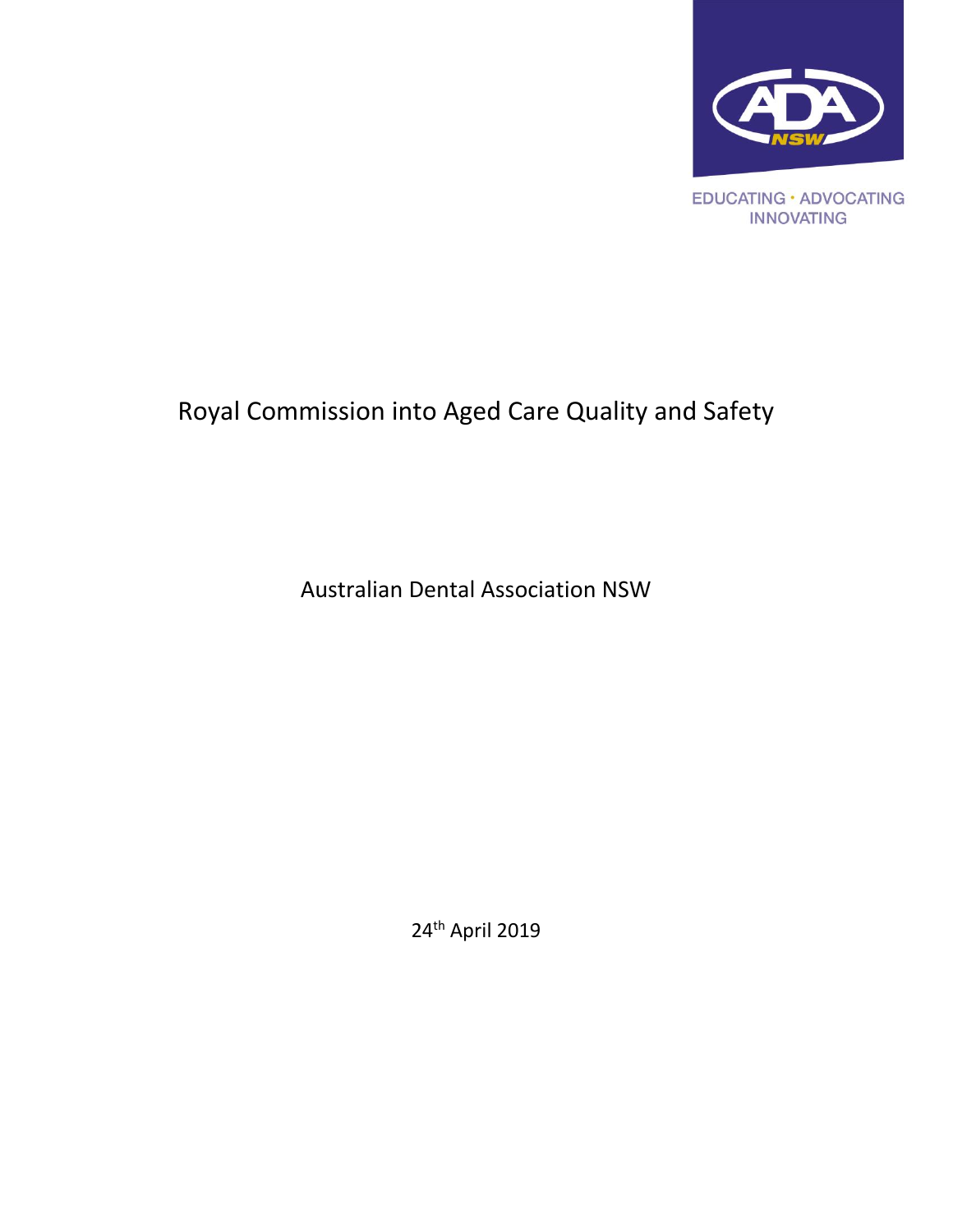EDUCATING · ADVOCATING
INNOVATING

# Royal Commission into Aged Care Quality and Safety

Australian Dental Association NSW

24th April 2019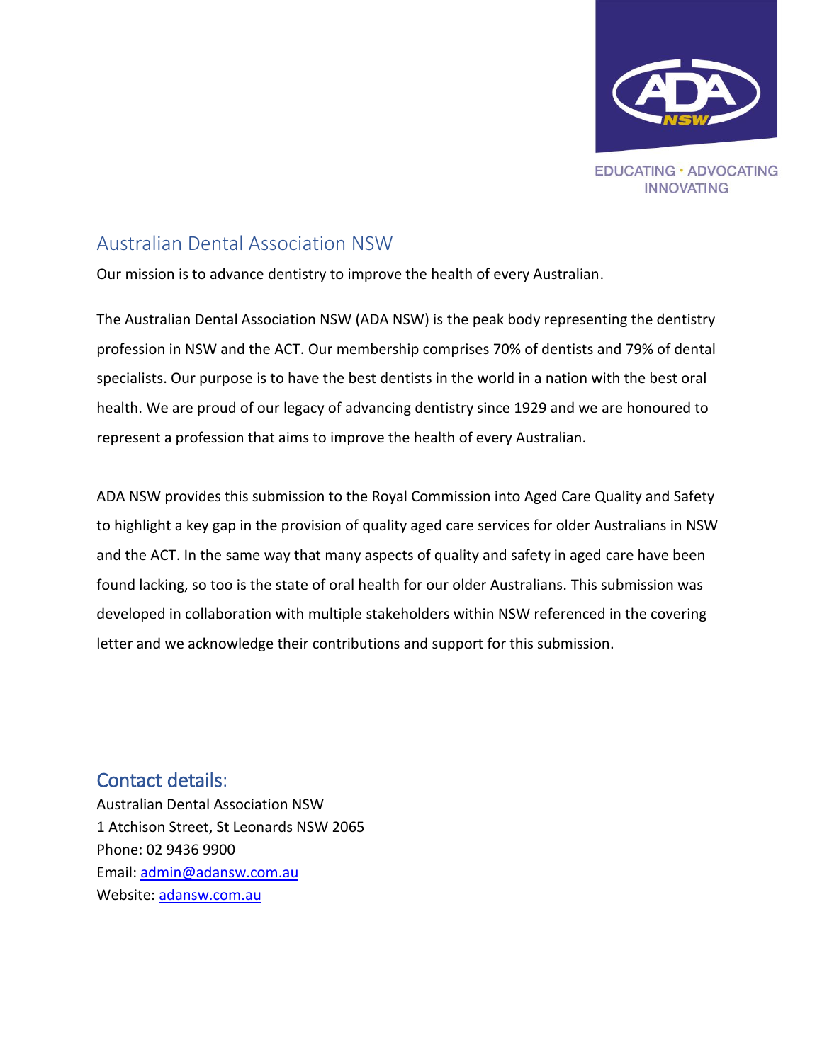EDUCATING · ADVOCATING INNOVATING

## Australian Dental Association NSW

Our mission is to advance dentistry to improve the health of every Australian.

The Australian Dental Association NSW (ADA NSW) is the peak body representing the dentistry profession in NSW and the ACT. Our membership comprises 70% of dentists and 79% of dental specialists. Our purpose is to have the best dentists in the world in a nation with the best oral health. We are proud of our legacy of advancing dentistry since 1929 and we are honoured to represent a profession that aims to improve the health of every Australian.

ADA NSW provides this submission to the Royal Commission into Aged Care Quality and Safety to highlight a key gap in the provision of quality aged care services for older Australians in NSW and the ACT. In the same way that many aspects of quality and safety in aged care have been found lacking, so too is the state of oral health for our older Australians. This submission was developed in collaboration with multiple stakeholders within NSW referenced in the covering letter and we acknowledge their contributions and support for this submission.

## Contact details:

Australian Dental Association NSW
1 Atchison Street, St Leonards NSW 2065
Phone: 02 9436 9900
Email: admin@adansw.com.au
Website: adansw.com.au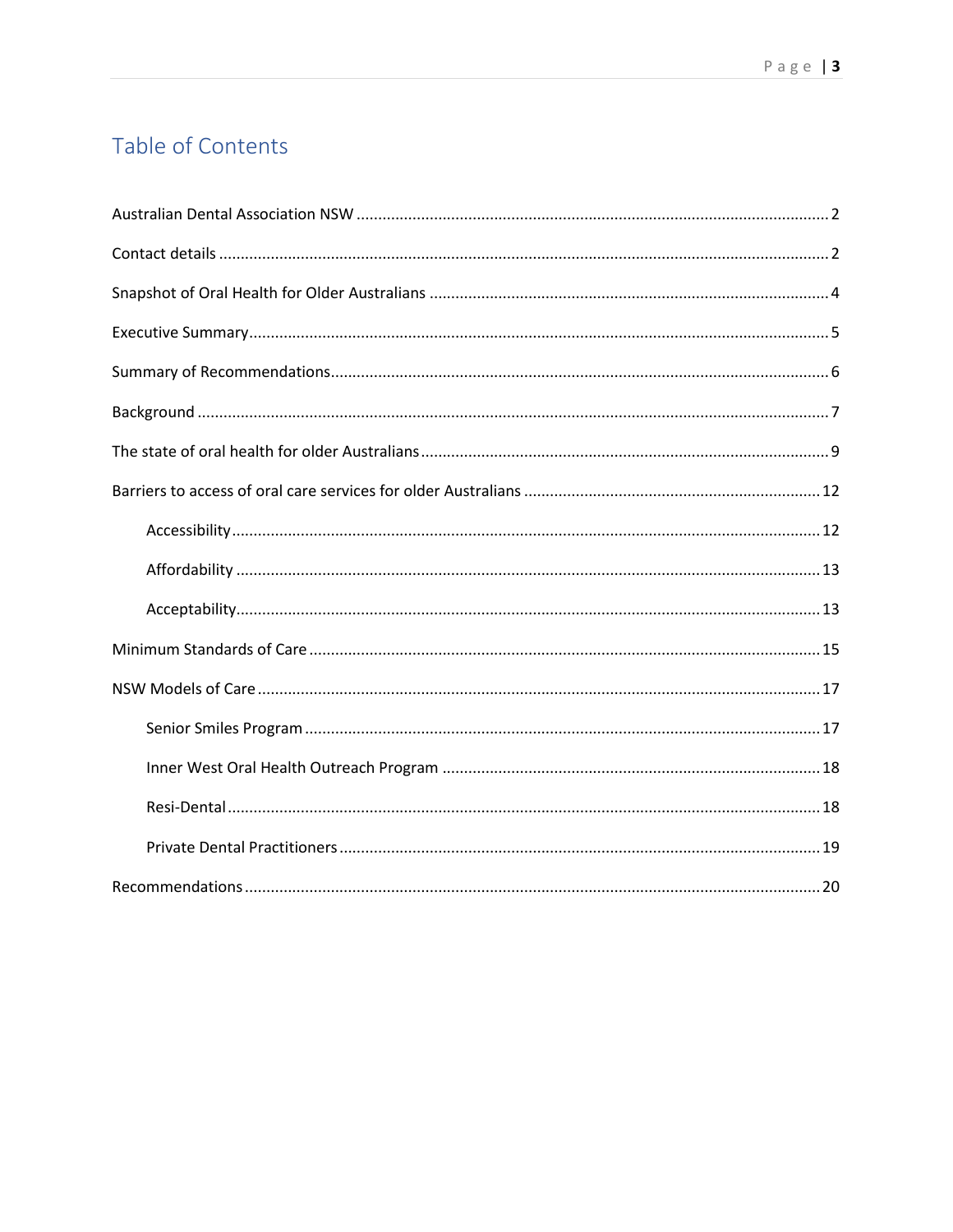# Table of Contents

Australian Dental Association NSW ........................................................................................................ 2

Contact details ........................................................................................................................................ 2

Snapshot of Oral Health for Older Australians ........................................................................................ 4

Executive Summary .................................................................................................................................. 5

Summary of Recommendations ................................................................................................................ 6

Background .............................................................................................................................................. 7

The state of oral health for older Australians .......................................................................................... 9

Barriers to access of oral care services for older Australians ................................................................. 12

- Accessibility ...................................................................................................................................... 12
- Affordability ..................................................................................................................................... 13
- Acceptability ..................................................................................................................................... 13

Minimum Standards of Care .................................................................................................................. 15

NSW Models of Care .............................................................................................................................. 17

- Senior Smiles Program ..................................................................................................................... 17
- Inner West Oral Health Outreach Program ...................................................................................... 18
- Resi-Dental ....................................................................................................................................... 18
- Private Dental Practitioners .............................................................................................................. 19

Recommendations ................................................................................................................................. 20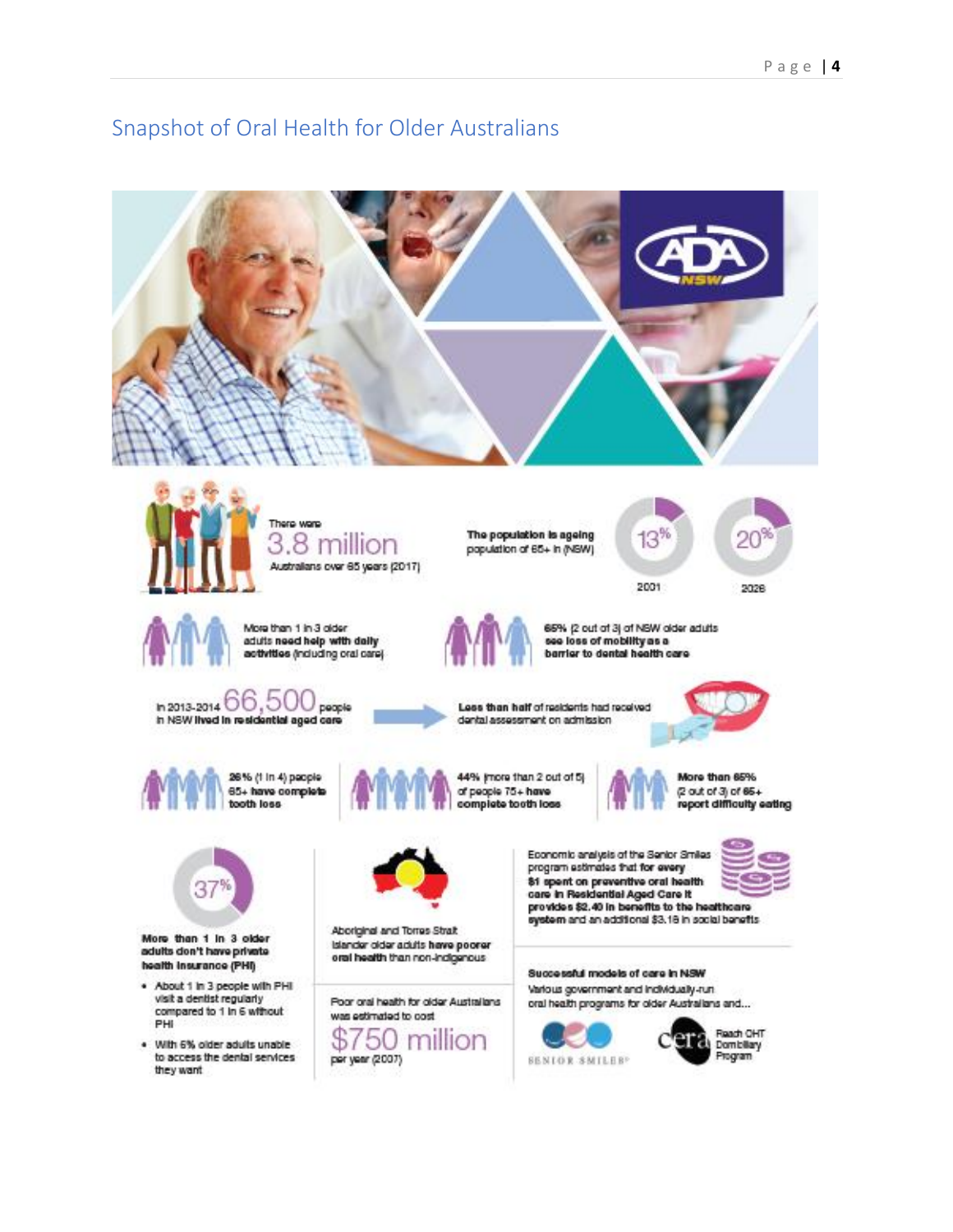# Snapshot of Oral Health for Older Australians

There were **3.8 million** Australians over 65 years (2017)

**The population is ageing** population of 65+ in (NSW)

- 13% — 2001
- 20% — 2026

More than 1 in 3 older adults **need help with daily activities** (including oral care)

65% (2 out of 3) of NSW older adults **see loss of mobility as a barrier to dental health care**

In 2013-2014 **66,500** people in NSW **lived in residential aged care**

**Less than half** of residents had received dental assessment on admission

26% (1 in 4) people **65+ have complete tooth loss**

44% (more than 2 out of 5) of people **75+ have complete tooth loss**

**More than 65%** (2 out of 3) of 65+ **report difficulty eating**

37%

**More than 1 in 3 older adults don't have private health insurance (PHI)**

- About 1 in 3 people with PHI visit a dentist regularly compared to 1 in 6 without PHI
- With 6% older adults unable to access the dental services they want

Aboriginal and Torres Strait Islander older adults **have poorer oral health** than non-Indigenous

Poor oral health for older Australians was estimated to cost **$750 million** per year (2007)

Economic analysis of the Senior Smiles program estimates that **for every $1 spent on preventive oral health care in Residential Aged Care it provides $2.40 in benefits to the healthcare system** and an additional $3.16 in social benefits

**Successful models of care in NSW**

Various government and individually-run oral health programs for older Australians and...

SENIOR SMILES®

cera — Reach OHT Domiciliary Program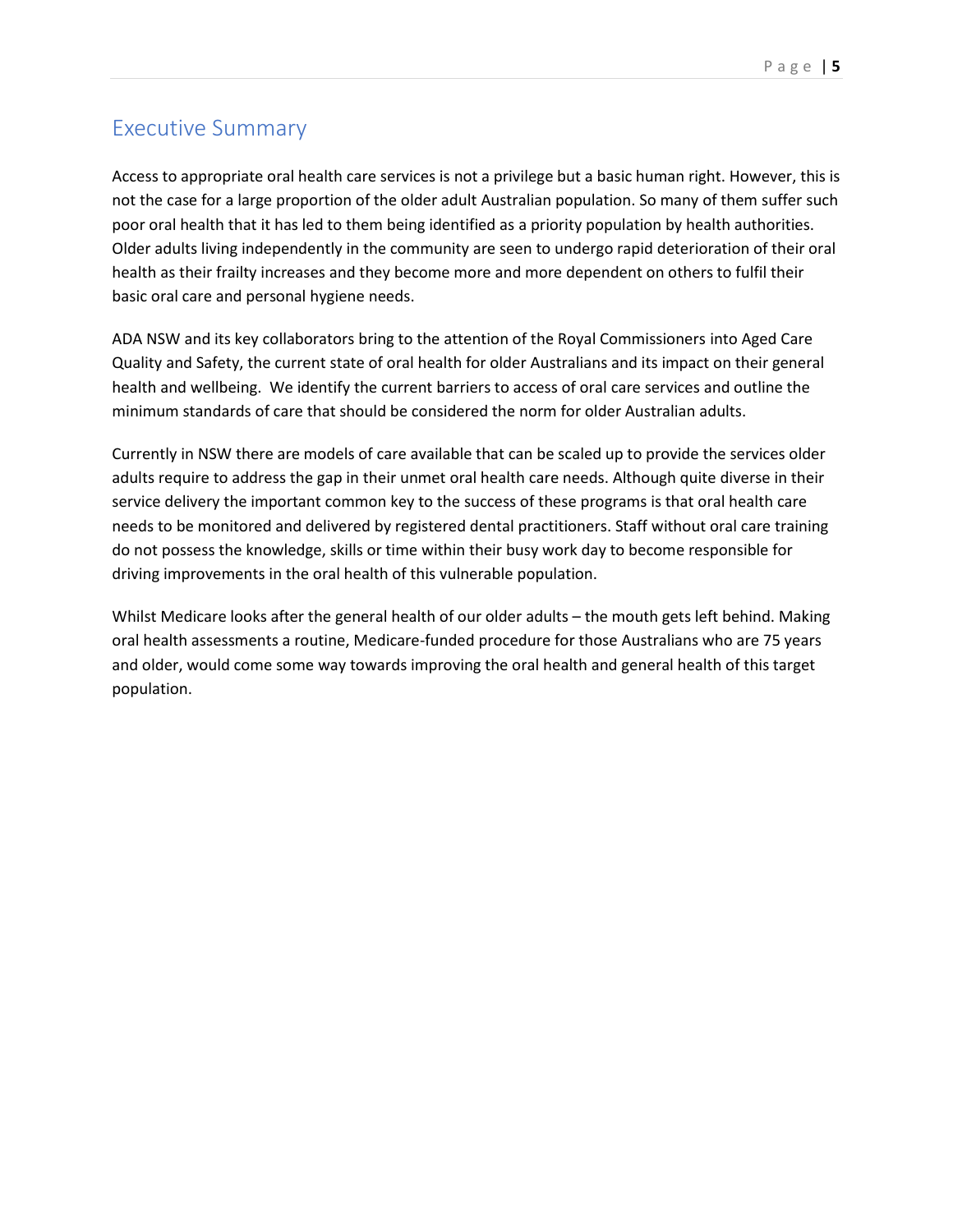## Executive Summary

Access to appropriate oral health care services is not a privilege but a basic human right. However, this is not the case for a large proportion of the older adult Australian population. So many of them suffer such poor oral health that it has led to them being identified as a priority population by health authorities. Older adults living independently in the community are seen to undergo rapid deterioration of their oral health as their frailty increases and they become more and more dependent on others to fulfil their basic oral care and personal hygiene needs.

ADA NSW and its key collaborators bring to the attention of the Royal Commissioners into Aged Care Quality and Safety, the current state of oral health for older Australians and its impact on their general health and wellbeing. We identify the current barriers to access of oral care services and outline the minimum standards of care that should be considered the norm for older Australian adults.

Currently in NSW there are models of care available that can be scaled up to provide the services older adults require to address the gap in their unmet oral health care needs. Although quite diverse in their service delivery the important common key to the success of these programs is that oral health care needs to be monitored and delivered by registered dental practitioners. Staff without oral care training do not possess the knowledge, skills or time within their busy work day to become responsible for driving improvements in the oral health of this vulnerable population.

Whilst Medicare looks after the general health of our older adults – the mouth gets left behind. Making oral health assessments a routine, Medicare-funded procedure for those Australians who are 75 years and older, would come some way towards improving the oral health and general health of this target population.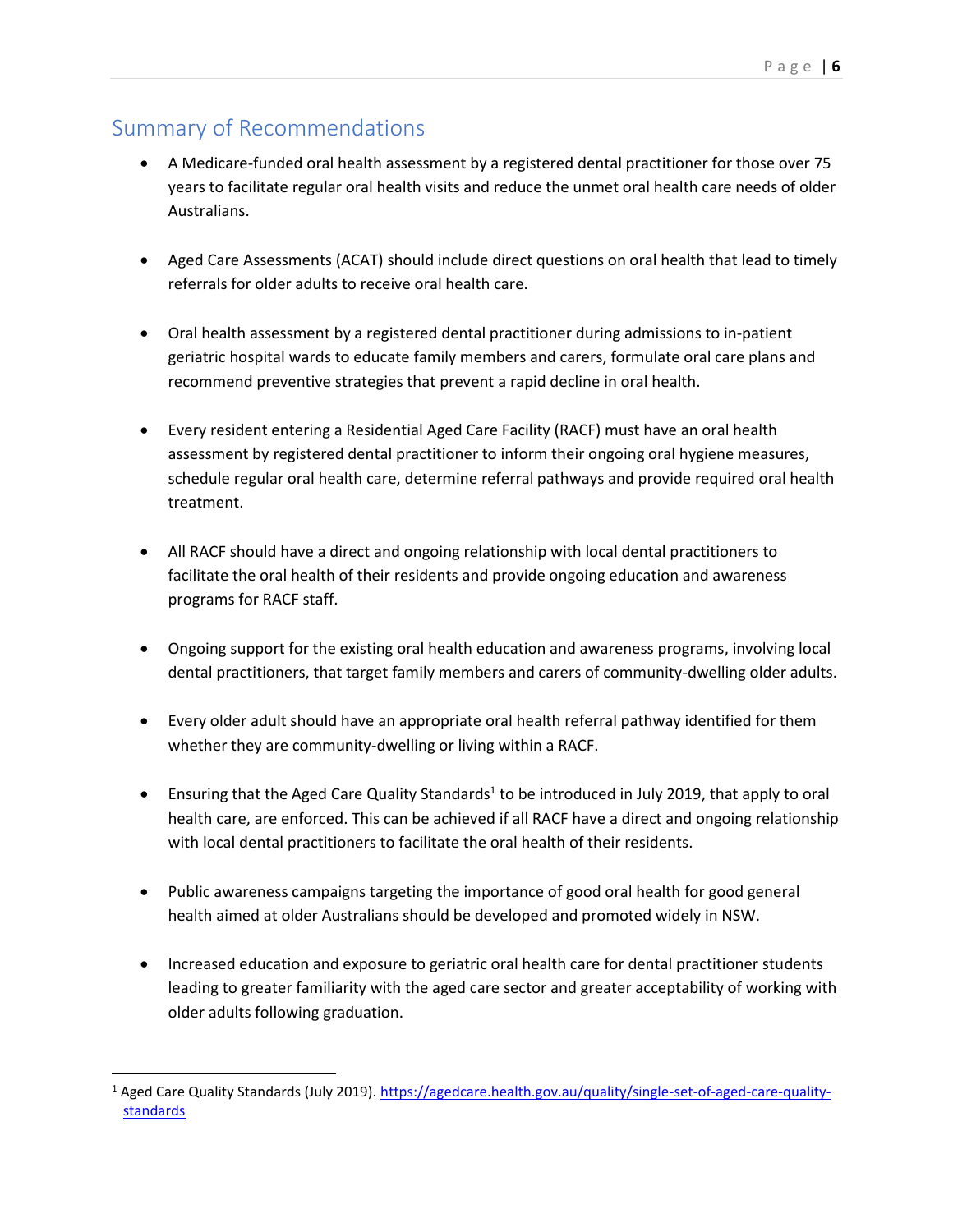## Summary of Recommendations

- A Medicare-funded oral health assessment by a registered dental practitioner for those over 75 years to facilitate regular oral health visits and reduce the unmet oral health care needs of older Australians.

- Aged Care Assessments (ACAT) should include direct questions on oral health that lead to timely referrals for older adults to receive oral health care.

- Oral health assessment by a registered dental practitioner during admissions to in-patient geriatric hospital wards to educate family members and carers, formulate oral care plans and recommend preventive strategies that prevent a rapid decline in oral health.

- Every resident entering a Residential Aged Care Facility (RACF) must have an oral health assessment by registered dental practitioner to inform their ongoing oral hygiene measures, schedule regular oral health care, determine referral pathways and provide required oral health treatment.

- All RACF should have a direct and ongoing relationship with local dental practitioners to facilitate the oral health of their residents and provide ongoing education and awareness programs for RACF staff.

- Ongoing support for the existing oral health education and awareness programs, involving local dental practitioners, that target family members and carers of community-dwelling older adults.

- Every older adult should have an appropriate oral health referral pathway identified for them whether they are community-dwelling or living within a RACF.

- Ensuring that the Aged Care Quality Standards[1] to be introduced in July 2019, that apply to oral health care, are enforced. This can be achieved if all RACF have a direct and ongoing relationship with local dental practitioners to facilitate the oral health of their residents.

- Public awareness campaigns targeting the importance of good oral health for good general health aimed at older Australians should be developed and promoted widely in NSW.

- Increased education and exposure to geriatric oral health care for dental practitioner students leading to greater familiarity with the aged care sector and greater acceptability of working with older adults following graduation.

---

[1] Aged Care Quality Standards (July 2019). https://agedcare.health.gov.au/quality/single-set-of-aged-care-quality-standards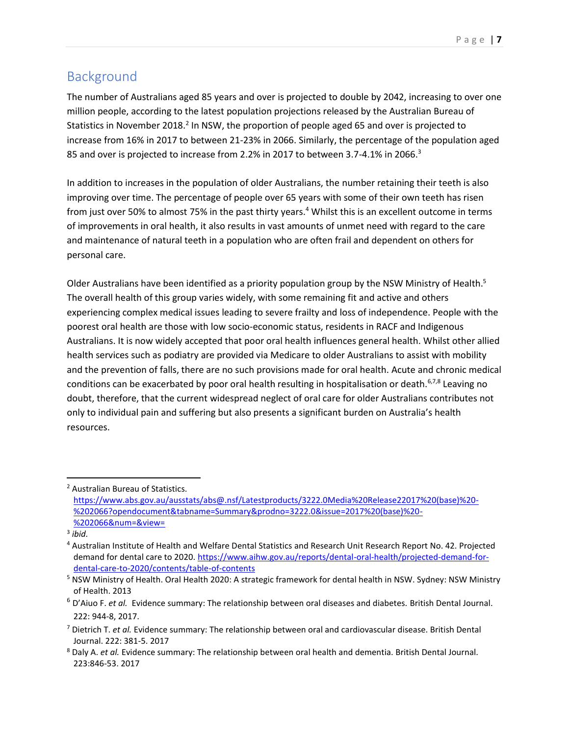## Background

The number of Australians aged 85 years and over is projected to double by 2042, increasing to over one million people, according to the latest population projections released by the Australian Bureau of Statistics in November 2018.[2] In NSW, the proportion of people aged 65 and over is projected to increase from 16% in 2017 to between 21-23% in 2066. Similarly, the percentage of the population aged 85 and over is projected to increase from 2.2% in 2017 to between 3.7-4.1% in 2066.[3]

In addition to increases in the population of older Australians, the number retaining their teeth is also improving over time. The percentage of people over 65 years with some of their own teeth has risen from just over 50% to almost 75% in the past thirty years.[4] Whilst this is an excellent outcome in terms of improvements in oral health, it also results in vast amounts of unmet need with regard to the care and maintenance of natural teeth in a population who are often frail and dependent on others for personal care.

Older Australians have been identified as a priority population group by the NSW Ministry of Health.[5] The overall health of this group varies widely, with some remaining fit and active and others experiencing complex medical issues leading to severe frailty and loss of independence. People with the poorest oral health are those with low socio-economic status, residents in RACF and Indigenous Australians. It is now widely accepted that poor oral health influences general health. Whilst other allied health services such as podiatry are provided via Medicare to older Australians to assist with mobility and the prevention of falls, there are no such provisions made for oral health. Acute and chronic medical conditions can be exacerbated by poor oral health resulting in hospitalisation or death.[6,7,8] Leaving no doubt, therefore, that the current widespread neglect of oral care for older Australians contributes not only to individual pain and suffering but also presents a significant burden on Australia's health resources.

---

[2] Australian Bureau of Statistics. https://www.abs.gov.au/ausstats/abs@.nsf/Latestproducts/3222.0Media%20Release22017%20(base)%20-%202066?opendocument&tabname=Summary&prodno=3222.0&issue=2017%20(base)%20-%202066&num=&view=

[3] *ibid.*

[4] Australian Institute of Health and Welfare Dental Statistics and Research Unit Research Report No. 42. Projected demand for dental care to 2020. https://www.aihw.gov.au/reports/dental-oral-health/projected-demand-for-dental-care-to-2020/contents/table-of-contents

[5] NSW Ministry of Health. Oral Health 2020: A strategic framework for dental health in NSW. Sydney: NSW Ministry of Health. 2013

[6] D'Aiuo F. *et al.* Evidence summary: The relationship between oral diseases and diabetes. British Dental Journal. 222: 944-8, 2017.

[7] Dietrich T. *et al.* Evidence summary: The relationship between oral and cardiovascular disease. British Dental Journal. 222: 381-5. 2017

[8] Daly A. *et al.* Evidence summary: The relationship between oral health and dementia. British Dental Journal. 223:846-53. 2017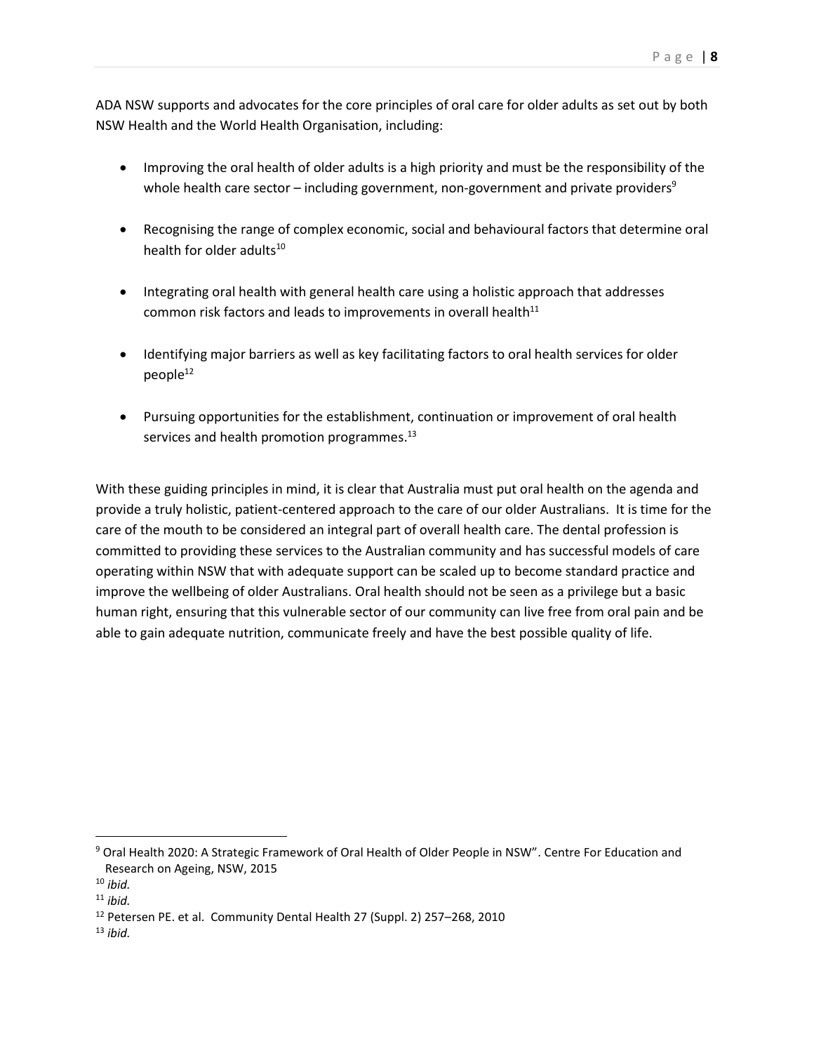ADA NSW supports and advocates for the core principles of oral care for older adults as set out by both NSW Health and the World Health Organisation, including:

- Improving the oral health of older adults is a high priority and must be the responsibility of the whole health care sector – including government, non-government and private providers[9]
- Recognising the range of complex economic, social and behavioural factors that determine oral health for older adults[10]
- Integrating oral health with general health care using a holistic approach that addresses common risk factors and leads to improvements in overall health[11]
- Identifying major barriers as well as key facilitating factors to oral health services for older people[12]
- Pursuing opportunities for the establishment, continuation or improvement of oral health services and health promotion programmes.[13]

With these guiding principles in mind, it is clear that Australia must put oral health on the agenda and provide a truly holistic, patient-centered approach to the care of our older Australians. It is time for the care of the mouth to be considered an integral part of overall health care. The dental profession is committed to providing these services to the Australian community and has successful models of care operating within NSW that with adequate support can be scaled up to become standard practice and improve the wellbeing of older Australians. Oral health should not be seen as a privilege but a basic human right, ensuring that this vulnerable sector of our community can live free from oral pain and be able to gain adequate nutrition, communicate freely and have the best possible quality of life.

---

[9] Oral Health 2020: A Strategic Framework of Oral Health of Older People in NSW". Centre For Education and Research on Ageing, NSW, 2015

[10] *ibid.*

[11] *ibid.*

[12] Petersen PE. et al. Community Dental Health 27 (Suppl. 2) 257–268, 2010

[13] *ibid.*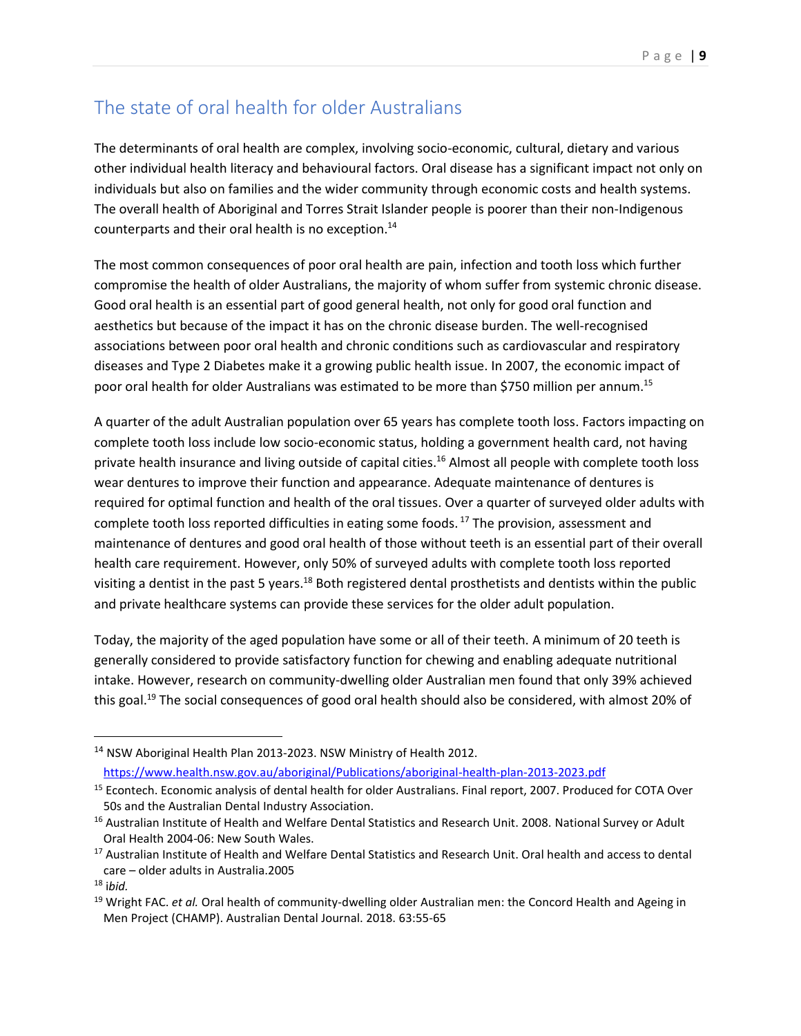## The state of oral health for older Australians

The determinants of oral health are complex, involving socio-economic, cultural, dietary and various other individual health literacy and behavioural factors. Oral disease has a significant impact not only on individuals but also on families and the wider community through economic costs and health systems. The overall health of Aboriginal and Torres Strait Islander people is poorer than their non-Indigenous counterparts and their oral health is no exception.[14]

The most common consequences of poor oral health are pain, infection and tooth loss which further compromise the health of older Australians, the majority of whom suffer from systemic chronic disease. Good oral health is an essential part of good general health, not only for good oral function and aesthetics but because of the impact it has on the chronic disease burden. The well-recognised associations between poor oral health and chronic conditions such as cardiovascular and respiratory diseases and Type 2 Diabetes make it a growing public health issue. In 2007, the economic impact of poor oral health for older Australians was estimated to be more than $750 million per annum.[15]

A quarter of the adult Australian population over 65 years has complete tooth loss. Factors impacting on complete tooth loss include low socio-economic status, holding a government health card, not having private health insurance and living outside of capital cities.[16] Almost all people with complete tooth loss wear dentures to improve their function and appearance. Adequate maintenance of dentures is required for optimal function and health of the oral tissues. Over a quarter of surveyed older adults with complete tooth loss reported difficulties in eating some foods.[17] The provision, assessment and maintenance of dentures and good oral health of those without teeth is an essential part of their overall health care requirement. However, only 50% of surveyed adults with complete tooth loss reported visiting a dentist in the past 5 years.[18] Both registered dental prosthetists and dentists within the public and private healthcare systems can provide these services for the older adult population.

Today, the majority of the aged population have some or all of their teeth. A minimum of 20 teeth is generally considered to provide satisfactory function for chewing and enabling adequate nutritional intake. However, research on community-dwelling older Australian men found that only 39% achieved this goal.[19] The social consequences of good oral health should also be considered, with almost 20% of

---

[14] NSW Aboriginal Health Plan 2013-2023. NSW Ministry of Health 2012. https://www.health.nsw.gov.au/aboriginal/Publications/aboriginal-health-plan-2013-2023.pdf

[15] Econtech. Economic analysis of dental health for older Australians. Final report, 2007. Produced for COTA Over 50s and the Australian Dental Industry Association.

[16] Australian Institute of Health and Welfare Dental Statistics and Research Unit. 2008. National Survey or Adult Oral Health 2004-06: New South Wales.

[17] Australian Institute of Health and Welfare Dental Statistics and Research Unit. Oral health and access to dental care – older adults in Australia.2005

[18] i*bid.*

[19] Wright FAC. *et al.* Oral health of community-dwelling older Australian men: the Concord Health and Ageing in Men Project (CHAMP). Australian Dental Journal. 2018. 63:55-65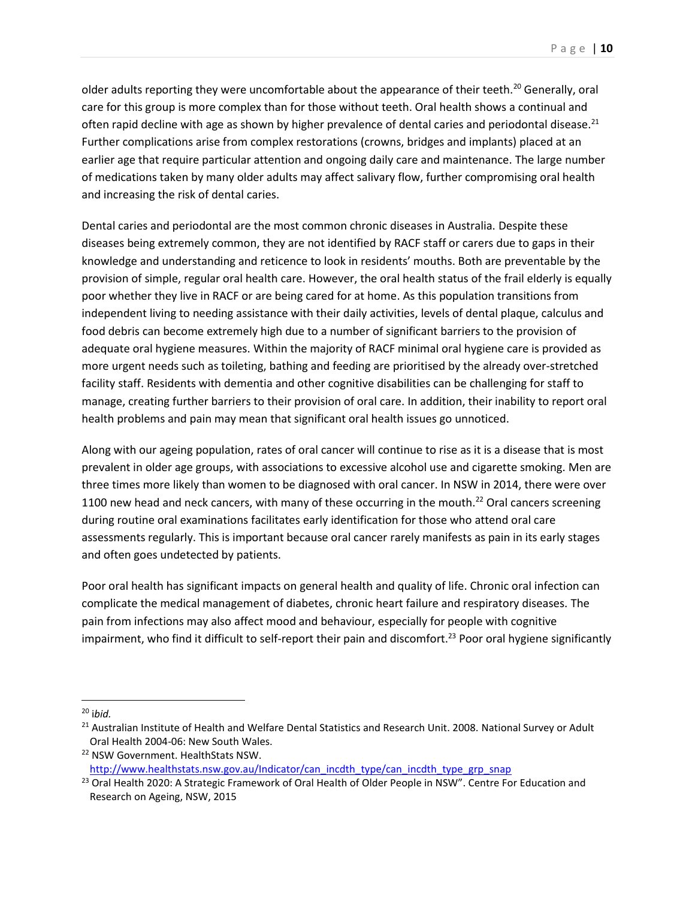older adults reporting they were uncomfortable about the appearance of their teeth.[20] Generally, oral care for this group is more complex than for those without teeth. Oral health shows a continual and often rapid decline with age as shown by higher prevalence of dental caries and periodontal disease.[21] Further complications arise from complex restorations (crowns, bridges and implants) placed at an earlier age that require particular attention and ongoing daily care and maintenance. The large number of medications taken by many older adults may affect salivary flow, further compromising oral health and increasing the risk of dental caries.

Dental caries and periodontal are the most common chronic diseases in Australia. Despite these diseases being extremely common, they are not identified by RACF staff or carers due to gaps in their knowledge and understanding and reticence to look in residents' mouths. Both are preventable by the provision of simple, regular oral health care. However, the oral health status of the frail elderly is equally poor whether they live in RACF or are being cared for at home. As this population transitions from independent living to needing assistance with their daily activities, levels of dental plaque, calculus and food debris can become extremely high due to a number of significant barriers to the provision of adequate oral hygiene measures. Within the majority of RACF minimal oral hygiene care is provided as more urgent needs such as toileting, bathing and feeding are prioritised by the already over-stretched facility staff. Residents with dementia and other cognitive disabilities can be challenging for staff to manage, creating further barriers to their provision of oral care. In addition, their inability to report oral health problems and pain may mean that significant oral health issues go unnoticed.

Along with our ageing population, rates of oral cancer will continue to rise as it is a disease that is most prevalent in older age groups, with associations to excessive alcohol use and cigarette smoking. Men are three times more likely than women to be diagnosed with oral cancer. In NSW in 2014, there were over 1100 new head and neck cancers, with many of these occurring in the mouth.[22] Oral cancers screening during routine oral examinations facilitates early identification for those who attend oral care assessments regularly. This is important because oral cancer rarely manifests as pain in its early stages and often goes undetected by patients.

Poor oral health has significant impacts on general health and quality of life. Chronic oral infection can complicate the medical management of diabetes, chronic heart failure and respiratory diseases. The pain from infections may also affect mood and behaviour, especially for people with cognitive impairment, who find it difficult to self-report their pain and discomfort.[23] Poor oral hygiene significantly

---

[20] i*bid.*

[21] Australian Institute of Health and Welfare Dental Statistics and Research Unit. 2008. National Survey or Adult Oral Health 2004-06: New South Wales.

[22] NSW Government. HealthStats NSW. http://www.healthstats.nsw.gov.au/Indicator/can_incdth_type/can_incdth_type_grp_snap

[23] Oral Health 2020: A Strategic Framework of Oral Health of Older People in NSW". Centre For Education and Research on Ageing, NSW, 2015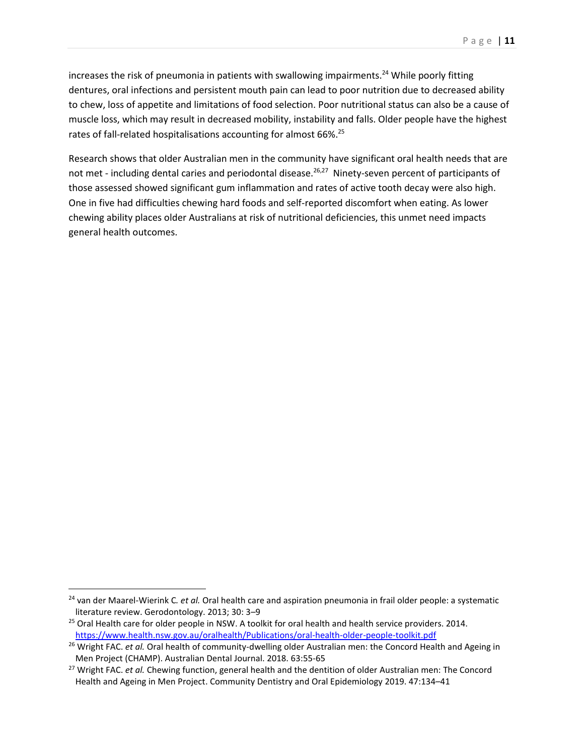increases the risk of pneumonia in patients with swallowing impairments.[24] While poorly fitting dentures, oral infections and persistent mouth pain can lead to poor nutrition due to decreased ability to chew, loss of appetite and limitations of food selection. Poor nutritional status can also be a cause of muscle loss, which may result in decreased mobility, instability and falls. Older people have the highest rates of fall-related hospitalisations accounting for almost 66%.[25]

Research shows that older Australian men in the community have significant oral health needs that are not met - including dental caries and periodontal disease.[26,27] Ninety-seven percent of participants of those assessed showed significant gum inflammation and rates of active tooth decay were also high. One in five had difficulties chewing hard foods and self-reported discomfort when eating. As lower chewing ability places older Australians at risk of nutritional deficiencies, this unmet need impacts general health outcomes.

---

[24] van der Maarel-Wierink C. *et al.* Oral health care and aspiration pneumonia in frail older people: a systematic literature review. Gerodontology. 2013; 30: 3–9

[25] Oral Health care for older people in NSW. A toolkit for oral health and health service providers. 2014. https://www.health.nsw.gov.au/oralhealth/Publications/oral-health-older-people-toolkit.pdf

[26] Wright FAC. *et al.* Oral health of community-dwelling older Australian men: the Concord Health and Ageing in Men Project (CHAMP). Australian Dental Journal. 2018. 63:55-65

[27] Wright FAC. *et al.* Chewing function, general health and the dentition of older Australian men: The Concord Health and Ageing in Men Project. Community Dentistry and Oral Epidemiology 2019. 47:134–41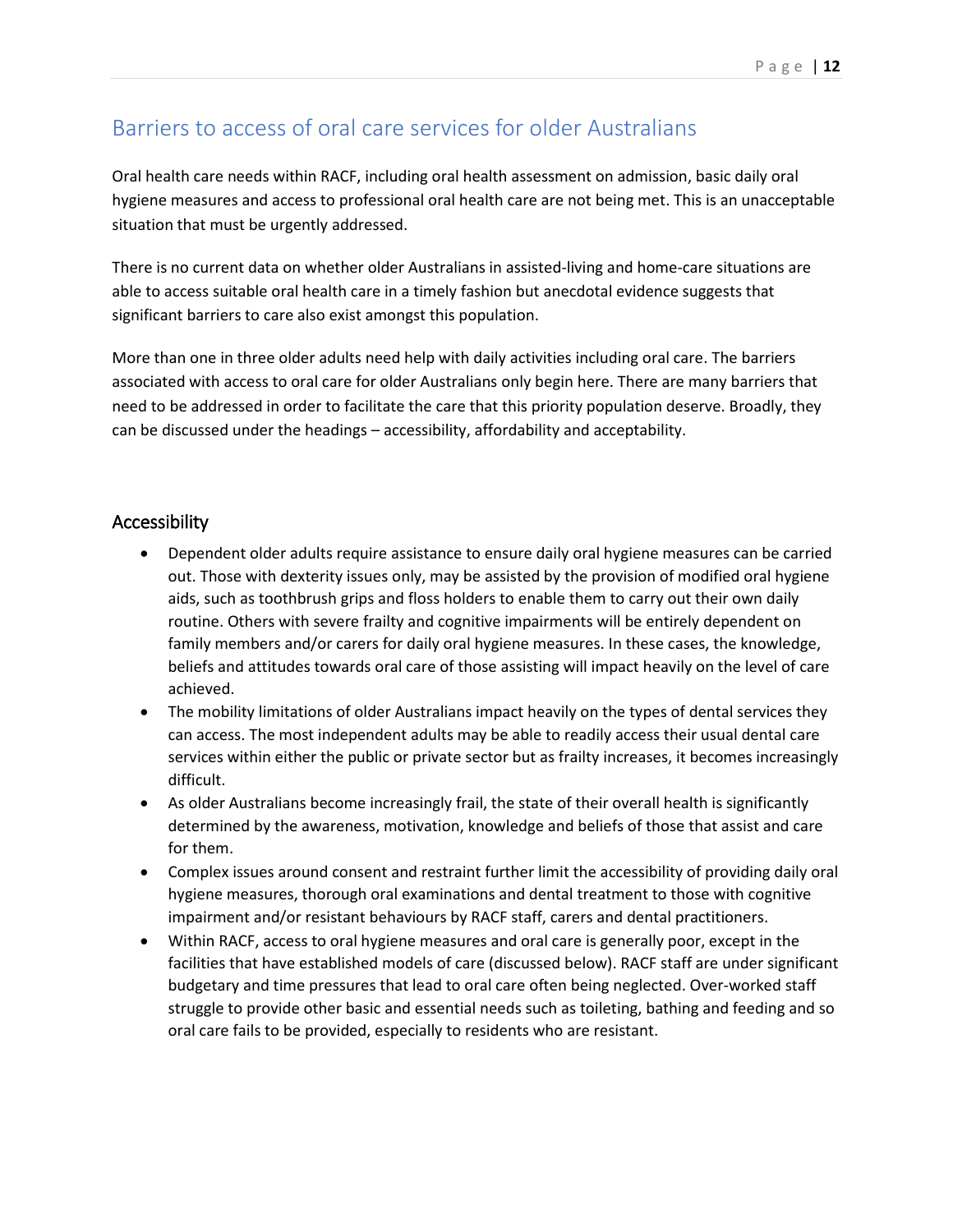## Barriers to access of oral care services for older Australians

Oral health care needs within RACF, including oral health assessment on admission, basic daily oral hygiene measures and access to professional oral health care are not being met. This is an unacceptable situation that must be urgently addressed.

There is no current data on whether older Australians in assisted-living and home-care situations are able to access suitable oral health care in a timely fashion but anecdotal evidence suggests that significant barriers to care also exist amongst this population.

More than one in three older adults need help with daily activities including oral care. The barriers associated with access to oral care for older Australians only begin here. There are many barriers that need to be addressed in order to facilitate the care that this priority population deserve. Broadly, they can be discussed under the headings – accessibility, affordability and acceptability.

### Accessibility

- Dependent older adults require assistance to ensure daily oral hygiene measures can be carried out. Those with dexterity issues only, may be assisted by the provision of modified oral hygiene aids, such as toothbrush grips and floss holders to enable them to carry out their own daily routine. Others with severe frailty and cognitive impairments will be entirely dependent on family members and/or carers for daily oral hygiene measures. In these cases, the knowledge, beliefs and attitudes towards oral care of those assisting will impact heavily on the level of care achieved.
- The mobility limitations of older Australians impact heavily on the types of dental services they can access. The most independent adults may be able to readily access their usual dental care services within either the public or private sector but as frailty increases, it becomes increasingly difficult.
- As older Australians become increasingly frail, the state of their overall health is significantly determined by the awareness, motivation, knowledge and beliefs of those that assist and care for them.
- Complex issues around consent and restraint further limit the accessibility of providing daily oral hygiene measures, thorough oral examinations and dental treatment to those with cognitive impairment and/or resistant behaviours by RACF staff, carers and dental practitioners.
- Within RACF, access to oral hygiene measures and oral care is generally poor, except in the facilities that have established models of care (discussed below). RACF staff are under significant budgetary and time pressures that lead to oral care often being neglected. Over-worked staff struggle to provide other basic and essential needs such as toileting, bathing and feeding and so oral care fails to be provided, especially to residents who are resistant.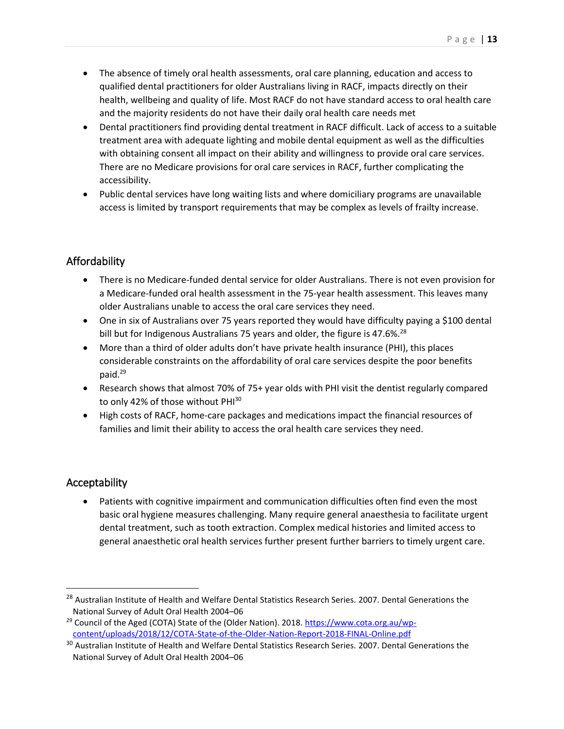- The absence of timely oral health assessments, oral care planning, education and access to qualified dental practitioners for older Australians living in RACF, impacts directly on their health, wellbeing and quality of life. Most RACF do not have standard access to oral health care and the majority residents do not have their daily oral health care needs met
- Dental practitioners find providing dental treatment in RACF difficult. Lack of access to a suitable treatment area with adequate lighting and mobile dental equipment as well as the difficulties with obtaining consent all impact on their ability and willingness to provide oral care services. There are no Medicare provisions for oral care services in RACF, further complicating the accessibility.
- Public dental services have long waiting lists and where domiciliary programs are unavailable access is limited by transport requirements that may be complex as levels of frailty increase.

## Affordability

- There is no Medicare-funded dental service for older Australians. There is not even provision for a Medicare-funded oral health assessment in the 75-year health assessment. This leaves many older Australians unable to access the oral care services they need.
- One in six of Australians over 75 years reported they would have difficulty paying a $100 dental bill but for Indigenous Australians 75 years and older, the figure is 47.6%.[28]
- More than a third of older adults don't have private health insurance (PHI), this places considerable constraints on the affordability of oral care services despite the poor benefits paid.[29]
- Research shows that almost 70% of 75+ year olds with PHI visit the dentist regularly compared to only 42% of those without PHI[30]
- High costs of RACF, home-care packages and medications impact the financial resources of families and limit their ability to access the oral health care services they need.

## Acceptability

- Patients with cognitive impairment and communication difficulties often find even the most basic oral hygiene measures challenging. Many require general anaesthesia to facilitate urgent dental treatment, such as tooth extraction. Complex medical histories and limited access to general anaesthetic oral health services further present further barriers to timely urgent care.

---

[28] Australian Institute of Health and Welfare Dental Statistics Research Series. 2007. Dental Generations the National Survey of Adult Oral Health 2004–06

[29] Council of the Aged (COTA) State of the (Older Nation). 2018. https://www.cota.org.au/wp-content/uploads/2018/12/COTA-State-of-the-Older-Nation-Report-2018-FINAL-Online.pdf

[30] Australian Institute of Health and Welfare Dental Statistics Research Series. 2007. Dental Generations the National Survey of Adult Oral Health 2004–06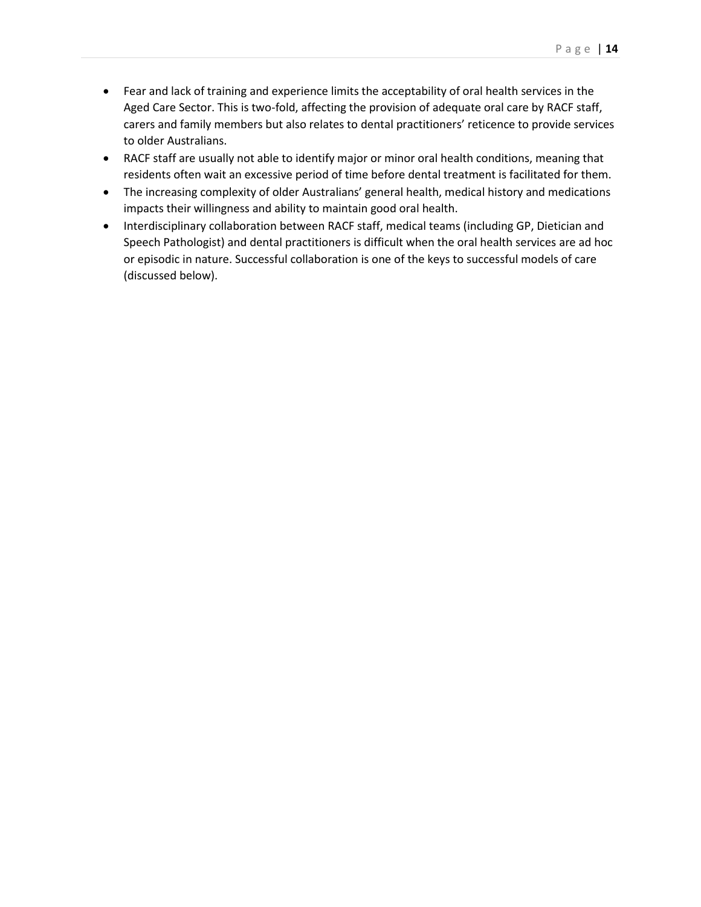- Fear and lack of training and experience limits the acceptability of oral health services in the Aged Care Sector. This is two-fold, affecting the provision of adequate oral care by RACF staff, carers and family members but also relates to dental practitioners' reticence to provide services to older Australians.
- RACF staff are usually not able to identify major or minor oral health conditions, meaning that residents often wait an excessive period of time before dental treatment is facilitated for them.
- The increasing complexity of older Australians' general health, medical history and medications impacts their willingness and ability to maintain good oral health.
- Interdisciplinary collaboration between RACF staff, medical teams (including GP, Dietician and Speech Pathologist) and dental practitioners is difficult when the oral health services are ad hoc or episodic in nature. Successful collaboration is one of the keys to successful models of care (discussed below).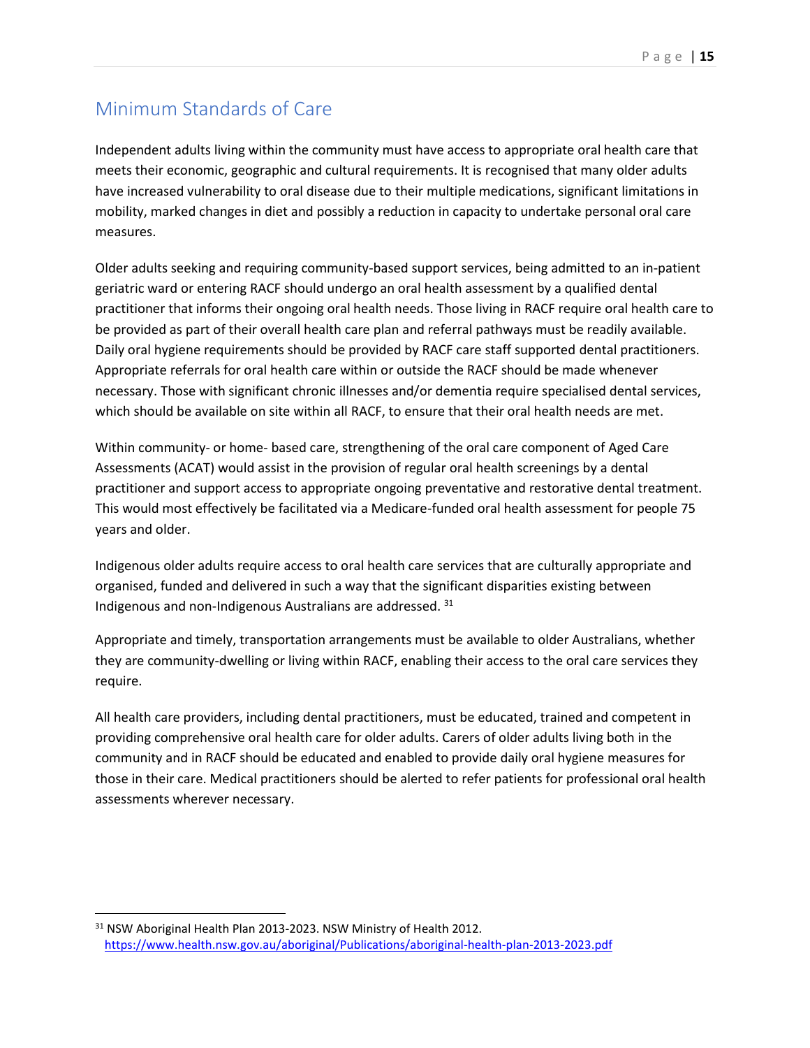## Minimum Standards of Care

Independent adults living within the community must have access to appropriate oral health care that meets their economic, geographic and cultural requirements. It is recognised that many older adults have increased vulnerability to oral disease due to their multiple medications, significant limitations in mobility, marked changes in diet and possibly a reduction in capacity to undertake personal oral care measures.

Older adults seeking and requiring community-based support services, being admitted to an in-patient geriatric ward or entering RACF should undergo an oral health assessment by a qualified dental practitioner that informs their ongoing oral health needs. Those living in RACF require oral health care to be provided as part of their overall health care plan and referral pathways must be readily available. Daily oral hygiene requirements should be provided by RACF care staff supported dental practitioners. Appropriate referrals for oral health care within or outside the RACF should be made whenever necessary. Those with significant chronic illnesses and/or dementia require specialised dental services, which should be available on site within all RACF, to ensure that their oral health needs are met.

Within community- or home- based care, strengthening of the oral care component of Aged Care Assessments (ACAT) would assist in the provision of regular oral health screenings by a dental practitioner and support access to appropriate ongoing preventative and restorative dental treatment. This would most effectively be facilitated via a Medicare-funded oral health assessment for people 75 years and older.

Indigenous older adults require access to oral health care services that are culturally appropriate and organised, funded and delivered in such a way that the significant disparities existing between Indigenous and non-Indigenous Australians are addressed. [31]

Appropriate and timely, transportation arrangements must be available to older Australians, whether they are community-dwelling or living within RACF, enabling their access to the oral care services they require.

All health care providers, including dental practitioners, must be educated, trained and competent in providing comprehensive oral health care for older adults. Carers of older adults living both in the community and in RACF should be educated and enabled to provide daily oral hygiene measures for those in their care. Medical practitioners should be alerted to refer patients for professional oral health assessments wherever necessary.

---

[31] NSW Aboriginal Health Plan 2013-2023. NSW Ministry of Health 2012. https://www.health.nsw.gov.au/aboriginal/Publications/aboriginal-health-plan-2013-2023.pdf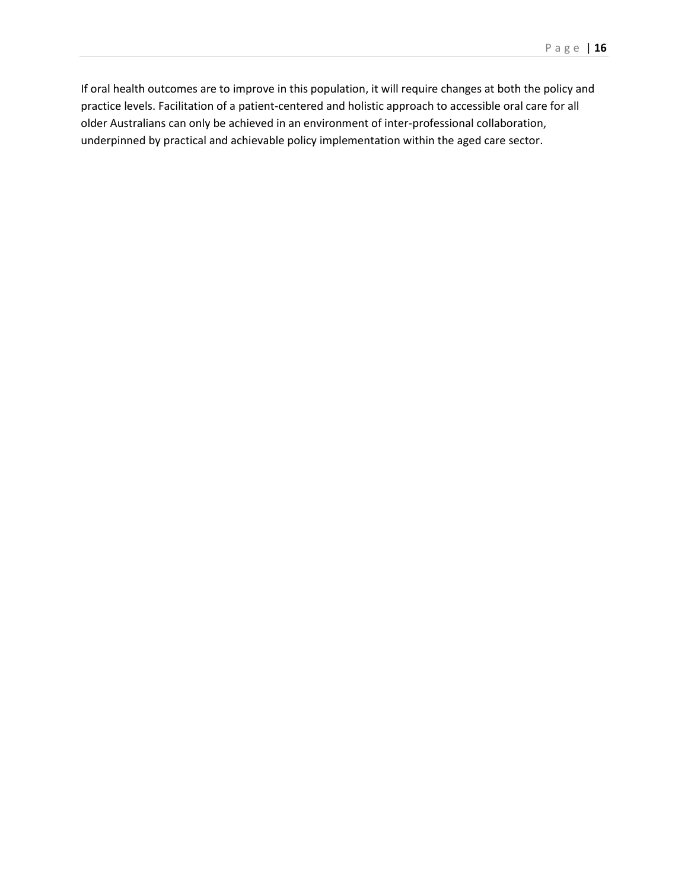If oral health outcomes are to improve in this population, it will require changes at both the policy and practice levels. Facilitation of a patient-centered and holistic approach to accessible oral care for all older Australians can only be achieved in an environment of inter-professional collaboration, underpinned by practical and achievable policy implementation within the aged care sector.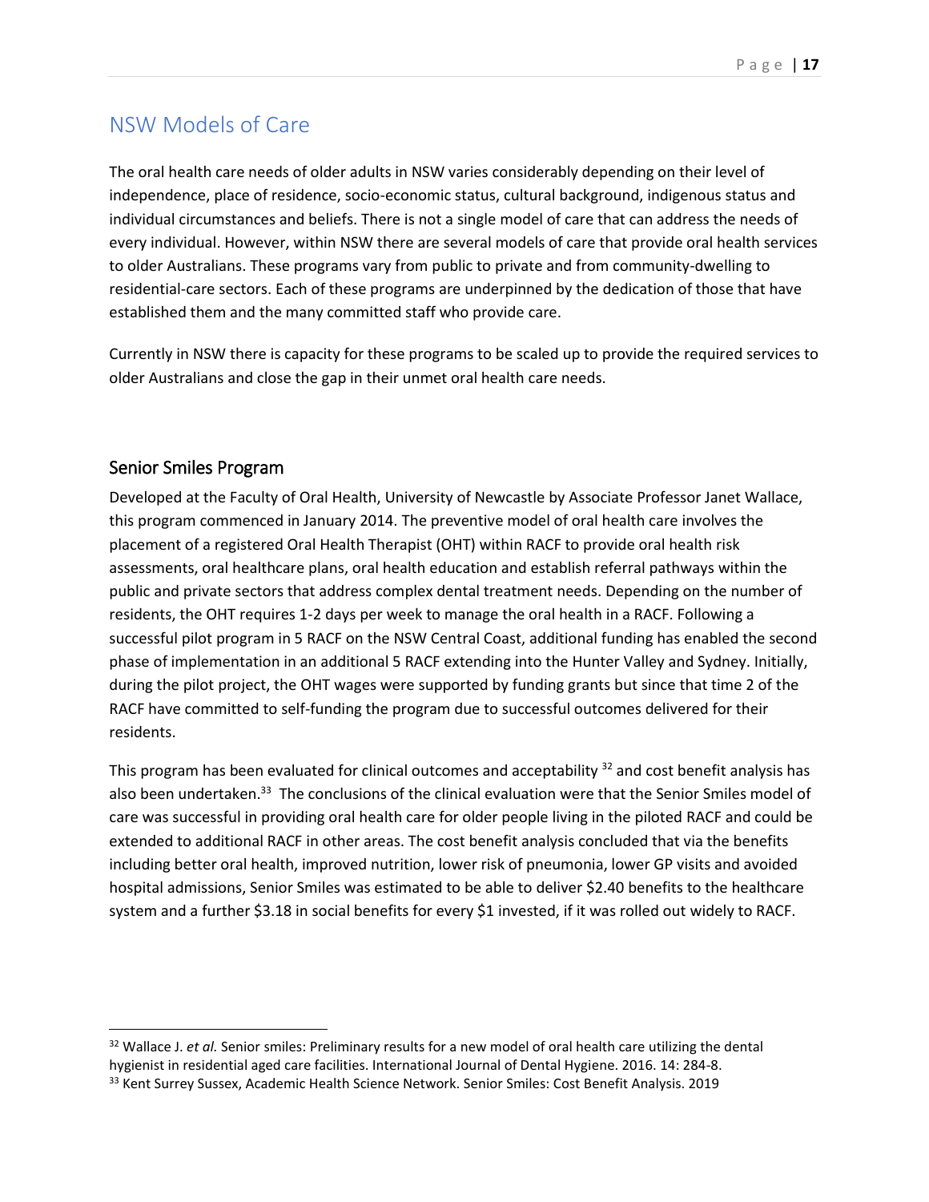# NSW Models of Care

The oral health care needs of older adults in NSW varies considerably depending on their level of independence, place of residence, socio-economic status, cultural background, indigenous status and individual circumstances and beliefs. There is not a single model of care that can address the needs of every individual. However, within NSW there are several models of care that provide oral health services to older Australians. These programs vary from public to private and from community-dwelling to residential-care sectors. Each of these programs are underpinned by the dedication of those that have established them and the many committed staff who provide care.

Currently in NSW there is capacity for these programs to be scaled up to provide the required services to older Australians and close the gap in their unmet oral health care needs.

## Senior Smiles Program

Developed at the Faculty of Oral Health, University of Newcastle by Associate Professor Janet Wallace, this program commenced in January 2014. The preventive model of oral health care involves the placement of a registered Oral Health Therapist (OHT) within RACF to provide oral health risk assessments, oral healthcare plans, oral health education and establish referral pathways within the public and private sectors that address complex dental treatment needs. Depending on the number of residents, the OHT requires 1-2 days per week to manage the oral health in a RACF. Following a successful pilot program in 5 RACF on the NSW Central Coast, additional funding has enabled the second phase of implementation in an additional 5 RACF extending into the Hunter Valley and Sydney. Initially, during the pilot project, the OHT wages were supported by funding grants but since that time 2 of the RACF have committed to self-funding the program due to successful outcomes delivered for their residents.

This program has been evaluated for clinical outcomes and acceptability [32] and cost benefit analysis has also been undertaken.[33] The conclusions of the clinical evaluation were that the Senior Smiles model of care was successful in providing oral health care for older people living in the piloted RACF and could be extended to additional RACF in other areas. The cost benefit analysis concluded that via the benefits including better oral health, improved nutrition, lower risk of pneumonia, lower GP visits and avoided hospital admissions, Senior Smiles was estimated to be able to deliver $2.40 benefits to the healthcare system and a further $3.18 in social benefits for every $1 invested, if it was rolled out widely to RACF.

---

[32] Wallace J. *et al.* Senior smiles: Preliminary results for a new model of oral health care utilizing the dental hygienist in residential aged care facilities. International Journal of Dental Hygiene. 2016. 14: 284-8.

[33] Kent Surrey Sussex, Academic Health Science Network. Senior Smiles: Cost Benefit Analysis. 2019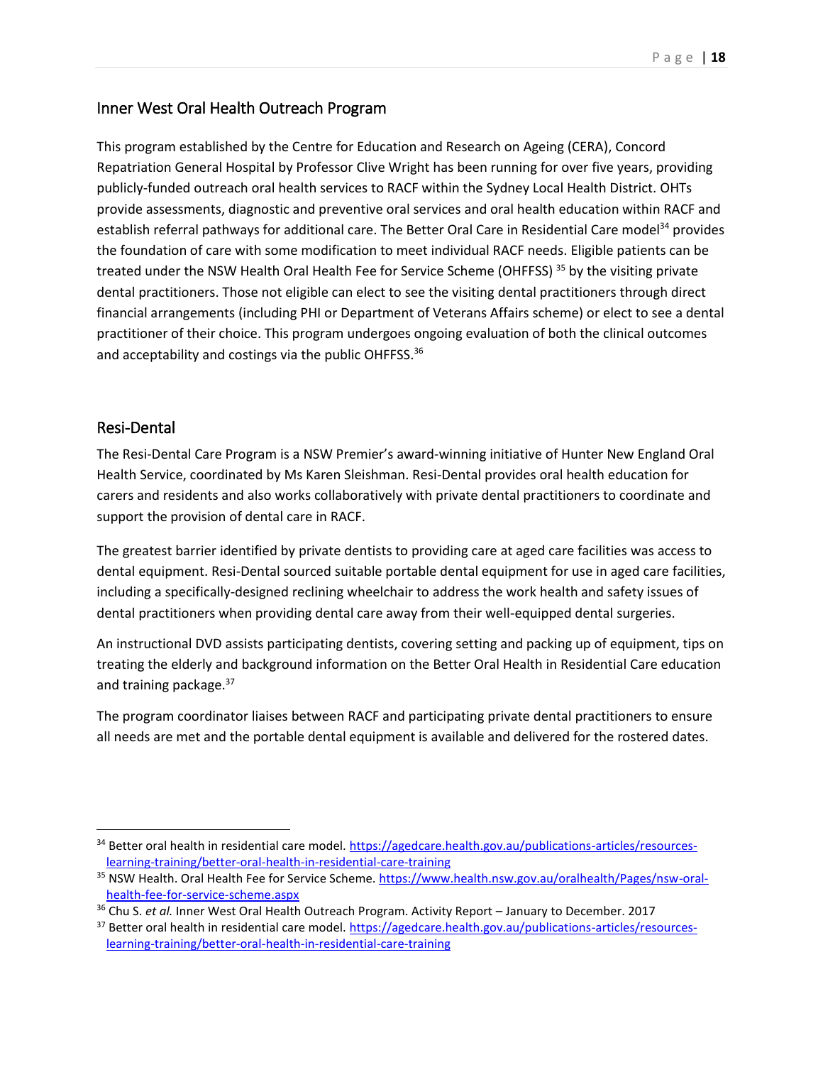## Inner West Oral Health Outreach Program

This program established by the Centre for Education and Research on Ageing (CERA), Concord Repatriation General Hospital by Professor Clive Wright has been running for over five years, providing publicly-funded outreach oral health services to RACF within the Sydney Local Health District. OHTs provide assessments, diagnostic and preventive oral services and oral health education within RACF and establish referral pathways for additional care. The Better Oral Care in Residential Care model[34] provides the foundation of care with some modification to meet individual RACF needs. Eligible patients can be treated under the NSW Health Oral Health Fee for Service Scheme (OHFFSS) [35] by the visiting private dental practitioners. Those not eligible can elect to see the visiting dental practitioners through direct financial arrangements (including PHI or Department of Veterans Affairs scheme) or elect to see a dental practitioner of their choice. This program undergoes ongoing evaluation of both the clinical outcomes and acceptability and costings via the public OHFFSS.[36]

## Resi-Dental

The Resi-Dental Care Program is a NSW Premier's award-winning initiative of Hunter New England Oral Health Service, coordinated by Ms Karen Sleishman. Resi-Dental provides oral health education for carers and residents and also works collaboratively with private dental practitioners to coordinate and support the provision of dental care in RACF.

The greatest barrier identified by private dentists to providing care at aged care facilities was access to dental equipment. Resi-Dental sourced suitable portable dental equipment for use in aged care facilities, including a specifically-designed reclining wheelchair to address the work health and safety issues of dental practitioners when providing dental care away from their well-equipped dental surgeries.

An instructional DVD assists participating dentists, covering setting and packing up of equipment, tips on treating the elderly and background information on the Better Oral Health in Residential Care education and training package.[37]

The program coordinator liaises between RACF and participating private dental practitioners to ensure all needs are met and the portable dental equipment is available and delivered for the rostered dates.

---

[34] Better oral health in residential care model. https://agedcare.health.gov.au/publications-articles/resources-learning-training/better-oral-health-in-residential-care-training

[35] NSW Health. Oral Health Fee for Service Scheme. https://www.health.nsw.gov.au/oralhealth/Pages/nsw-oral-health-fee-for-service-scheme.aspx

[36] Chu S. *et al.* Inner West Oral Health Outreach Program. Activity Report – January to December. 2017

[37] Better oral health in residential care model. https://agedcare.health.gov.au/publications-articles/resources-learning-training/better-oral-health-in-residential-care-training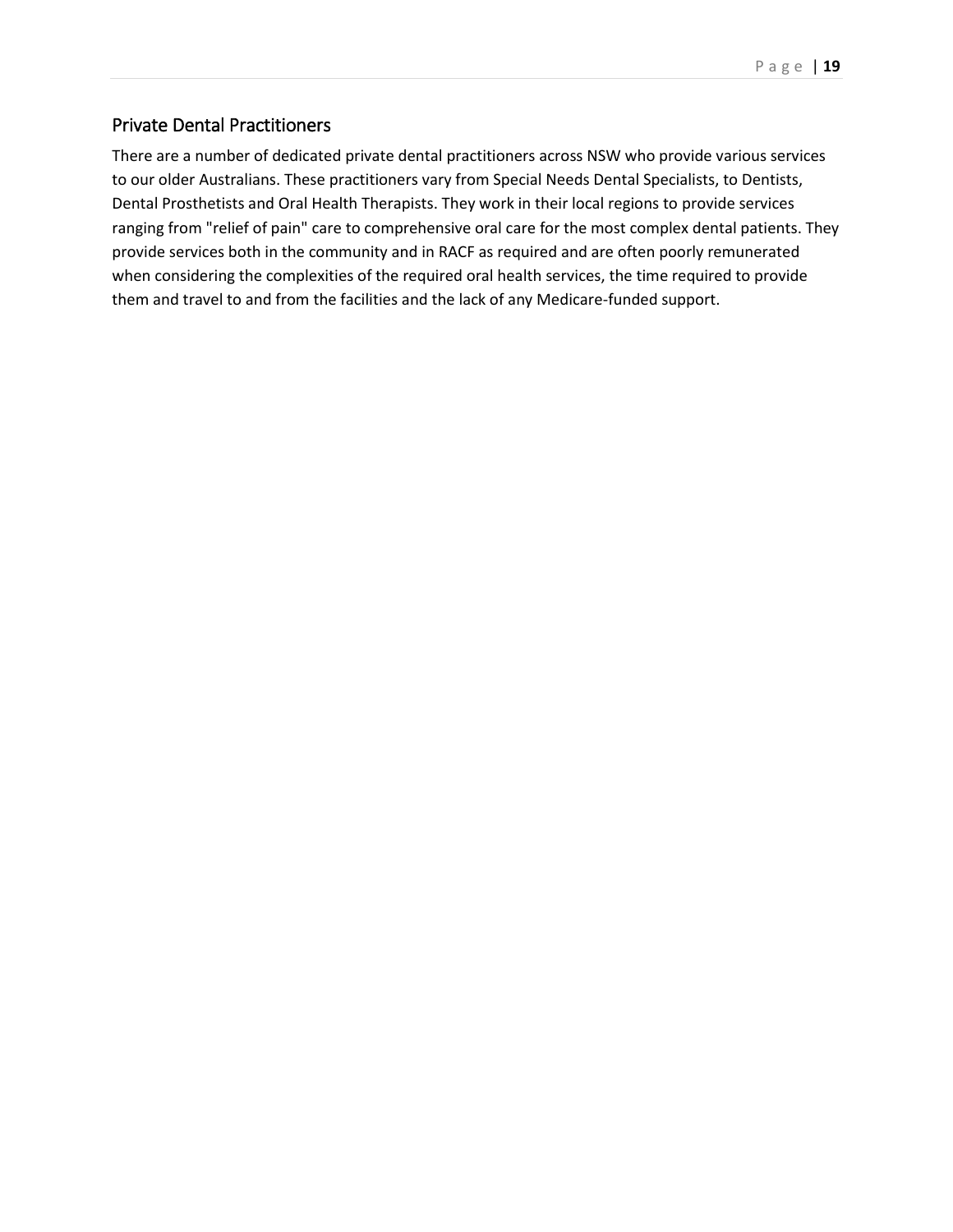## Private Dental Practitioners

There are a number of dedicated private dental practitioners across NSW who provide various services to our older Australians. These practitioners vary from Special Needs Dental Specialists, to Dentists, Dental Prosthetists and Oral Health Therapists. They work in their local regions to provide services ranging from "relief of pain" care to comprehensive oral care for the most complex dental patients. They provide services both in the community and in RACF as required and are often poorly remunerated when considering the complexities of the required oral health services, the time required to provide them and travel to and from the facilities and the lack of any Medicare-funded support.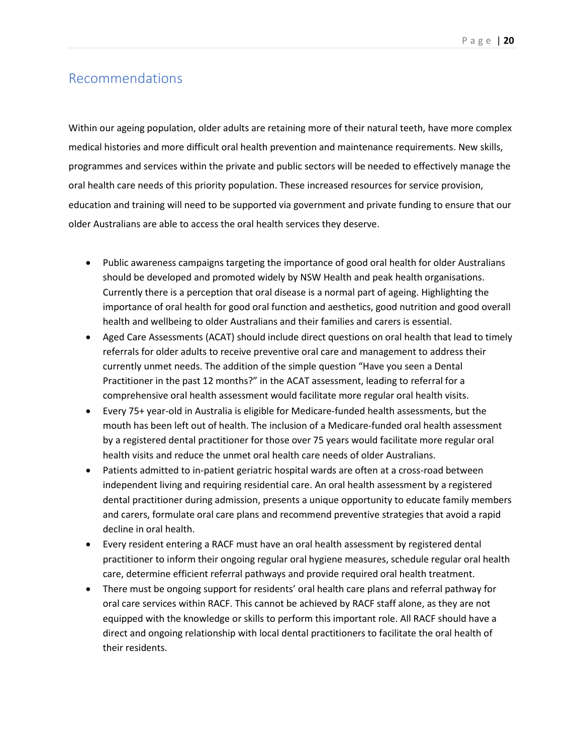## Recommendations

Within our ageing population, older adults are retaining more of their natural teeth, have more complex medical histories and more difficult oral health prevention and maintenance requirements. New skills, programmes and services within the private and public sectors will be needed to effectively manage the oral health care needs of this priority population. These increased resources for service provision, education and training will need to be supported via government and private funding to ensure that our older Australians are able to access the oral health services they deserve.

- Public awareness campaigns targeting the importance of good oral health for older Australians should be developed and promoted widely by NSW Health and peak health organisations. Currently there is a perception that oral disease is a normal part of ageing. Highlighting the importance of oral health for good oral function and aesthetics, good nutrition and good overall health and wellbeing to older Australians and their families and carers is essential.
- Aged Care Assessments (ACAT) should include direct questions on oral health that lead to timely referrals for older adults to receive preventive oral care and management to address their currently unmet needs. The addition of the simple question "Have you seen a Dental Practitioner in the past 12 months?" in the ACAT assessment, leading to referral for a comprehensive oral health assessment would facilitate more regular oral health visits.
- Every 75+ year-old in Australia is eligible for Medicare-funded health assessments, but the mouth has been left out of health. The inclusion of a Medicare-funded oral health assessment by a registered dental practitioner for those over 75 years would facilitate more regular oral health visits and reduce the unmet oral health care needs of older Australians.
- Patients admitted to in-patient geriatric hospital wards are often at a cross-road between independent living and requiring residential care. An oral health assessment by a registered dental practitioner during admission, presents a unique opportunity to educate family members and carers, formulate oral care plans and recommend preventive strategies that avoid a rapid decline in oral health.
- Every resident entering a RACF must have an oral health assessment by registered dental practitioner to inform their ongoing regular oral hygiene measures, schedule regular oral health care, determine efficient referral pathways and provide required oral health treatment.
- There must be ongoing support for residents' oral health care plans and referral pathway for oral care services within RACF. This cannot be achieved by RACF staff alone, as they are not equipped with the knowledge or skills to perform this important role. All RACF should have a direct and ongoing relationship with local dental practitioners to facilitate the oral health of their residents.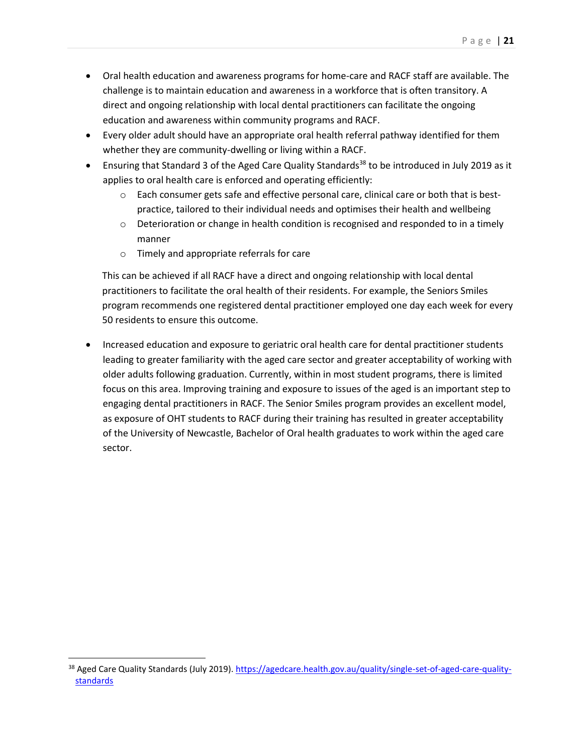- Oral health education and awareness programs for home-care and RACF staff are available. The challenge is to maintain education and awareness in a workforce that is often transitory. A direct and ongoing relationship with local dental practitioners can facilitate the ongoing education and awareness within community programs and RACF.
- Every older adult should have an appropriate oral health referral pathway identified for them whether they are community-dwelling or living within a RACF.
- Ensuring that Standard 3 of the Aged Care Quality Standards[38] to be introduced in July 2019 as it applies to oral health care is enforced and operating efficiently:
    - Each consumer gets safe and effective personal care, clinical care or both that is best-practice, tailored to their individual needs and optimises their health and wellbeing
    - Deterioration or change in health condition is recognised and responded to in a timely manner
    - Timely and appropriate referrals for care

  This can be achieved if all RACF have a direct and ongoing relationship with local dental practitioners to facilitate the oral health of their residents. For example, the Seniors Smiles program recommends one registered dental practitioner employed one day each week for every 50 residents to ensure this outcome.

- Increased education and exposure to geriatric oral health care for dental practitioner students leading to greater familiarity with the aged care sector and greater acceptability of working with older adults following graduation. Currently, within in most student programs, there is limited focus on this area. Improving training and exposure to issues of the aged is an important step to engaging dental practitioners in RACF. The Senior Smiles program provides an excellent model, as exposure of OHT students to RACF during their training has resulted in greater acceptability of the University of Newcastle, Bachelor of Oral health graduates to work within the aged care sector.

---

[38] Aged Care Quality Standards (July 2019). https://agedcare.health.gov.au/quality/single-set-of-aged-care-quality-standards